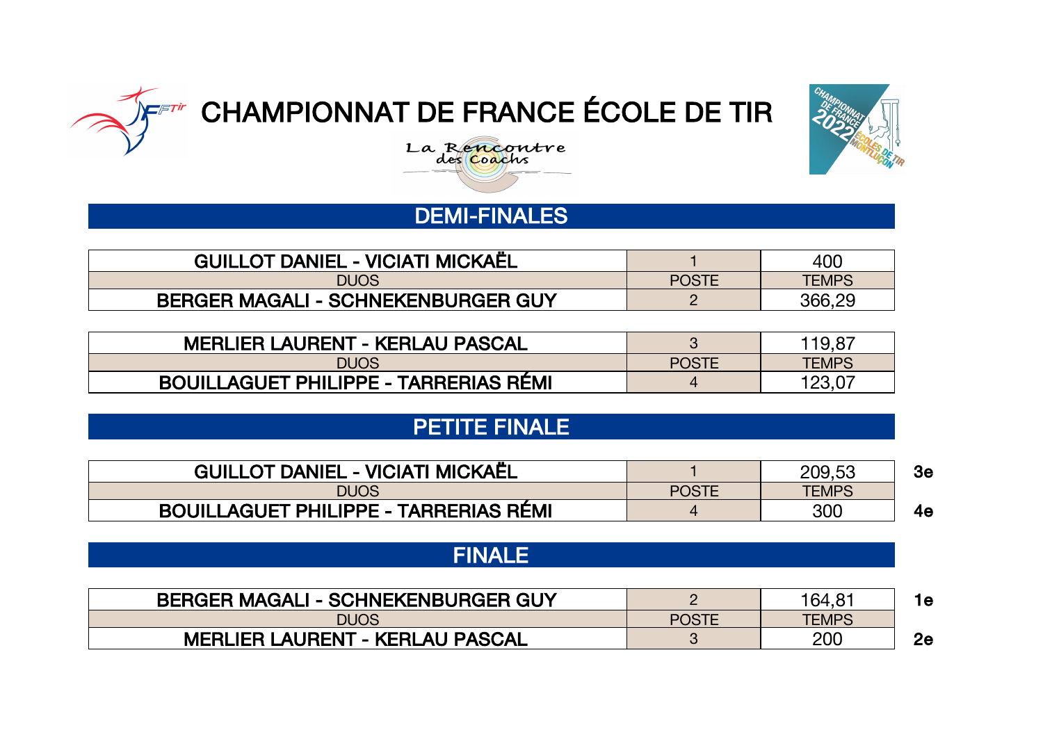# CHAMPIONNAT DE FRANCE ÉCOLE DE TIR

La Rencontre des Coachs

## DEMI-FINALES

| DUOS | POSTE | TEMPS |
| --- | --- | --- |
| GUILLOT DANIEL - VICIATI MICKAËL | 1 | 400 |
| BERGER MAGALI - SCHNEKENBURGER GUY | 2 | 366,29 |

| DUOS | POSTE | TEMPS |
| --- | --- | --- |
| MERLIER LAURENT - KERLAU PASCAL | 3 | 119,87 |
| BOUILLAGUET PHILIPPE - TARRERIAS RÉMI | 4 | 123,07 |

## PETITE FINALE

| DUOS | POSTE | TEMPS | |
| --- | --- | --- | --- |
| GUILLOT DANIEL - VICIATI MICKAËL | 1 | 209,53 | 3e |
| BOUILLAGUET PHILIPPE - TARRERIAS RÉMI | 4 | 300 | 4e |

## FINALE

| DUOS | POSTE | TEMPS | |
| --- | --- | --- | --- |
| BERGER MAGALI - SCHNEKENBURGER GUY | 2 | 164,81 | 1e |
| MERLIER LAURENT - KERLAU PASCAL | 3 | 200 | 2e |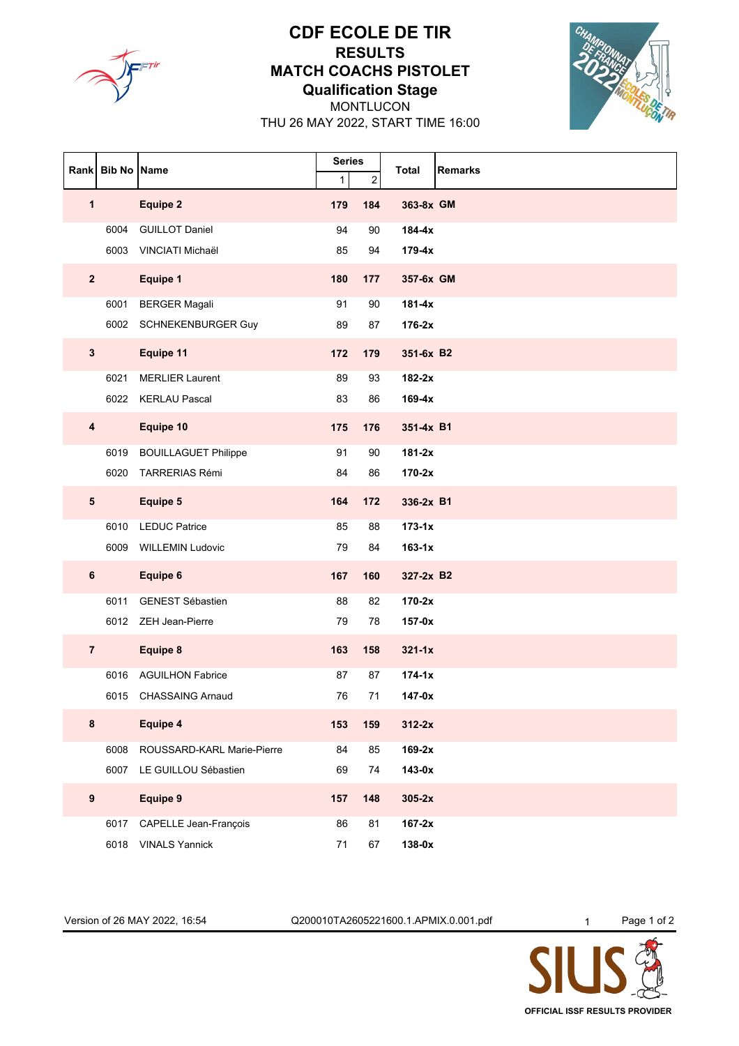# CDF ECOLE DE TIR

## RESULTS

## MATCH COACHS PISTOLET

### Qualification Stage

MONTLUCON

THU 26 MAY 2022, START TIME 16:00

| Rank | Bib No | Name | Series 1 | Series 2 | Total | Remarks |
|---|---|---|---|---|---|---|
| **1** | | **Equipe 2** | **179** | **184** | **363-8x** | **GM** |
| | 6004 | GUILLOT Daniel | 94 | 90 | **184-4x** | |
| | 6003 | VINCIATI Michaël | 85 | 94 | **179-4x** | |
| **2** | | **Equipe 1** | **180** | **177** | **357-6x** | **GM** |
| | 6001 | BERGER Magali | 91 | 90 | **181-4x** | |
| | 6002 | SCHNEKENBURGER Guy | 89 | 87 | **176-2x** | |
| **3** | | **Equipe 11** | **172** | **179** | **351-6x** | **B2** |
| | 6021 | MERLIER Laurent | 89 | 93 | **182-2x** | |
| | 6022 | KERLAU Pascal | 83 | 86 | **169-4x** | |
| **4** | | **Equipe 10** | **175** | **176** | **351-4x** | **B1** |
| | 6019 | BOUILLAGUET Philippe | 91 | 90 | **181-2x** | |
| | 6020 | TARRERIAS Rémi | 84 | 86 | **170-2x** | |
| **5** | | **Equipe 5** | **164** | **172** | **336-2x** | **B1** |
| | 6010 | LEDUC Patrice | 85 | 88 | **173-1x** | |
| | 6009 | WILLEMIN Ludovic | 79 | 84 | **163-1x** | |
| **6** | | **Equipe 6** | **167** | **160** | **327-2x** | **B2** |
| | 6011 | GENEST Sébastien | 88 | 82 | **170-2x** | |
| | 6012 | ZEH Jean-Pierre | 79 | 78 | **157-0x** | |
| **7** | | **Equipe 8** | **163** | **158** | **321-1x** | |
| | 6016 | AGUILHON Fabrice | 87 | 87 | **174-1x** | |
| | 6015 | CHASSAING Arnaud | 76 | 71 | **147-0x** | |
| **8** | | **Equipe 4** | **153** | **159** | **312-2x** | |
| | 6008 | ROUSSARD-KARL Marie-Pierre | 84 | 85 | **169-2x** | |
| | 6007 | LE GUILLOU Sébastien | 69 | 74 | **143-0x** | |
| **9** | | **Equipe 9** | **157** | **148** | **305-2x** | |
| | 6017 | CAPELLE Jean-François | 86 | 81 | **167-2x** | |
| | 6018 | VINALS Yannick | 71 | 67 | **138-0x** | |

Version of 26 MAY 2022, 16:54 Q200010TA2605221600.1.APMIX.0.001.pdf

OFFICIAL ISSF RESULTS PROVIDER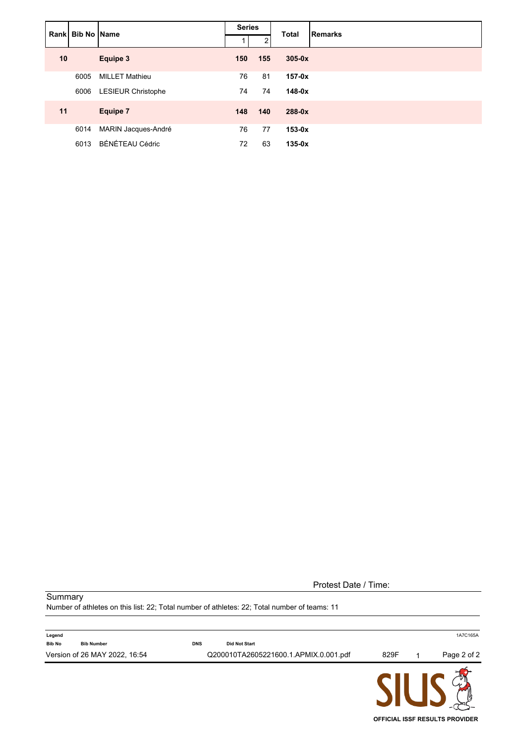| Rank | Bib No | Name | Series 1 | Series 2 | Total | Remarks |
|---|---|---|---|---|---|---|
| **10** | | **Equipe 3** | **150** | **155** | **305-0x** | |
| | 6005 | MILLET Mathieu | 76 | 81 | **157-0x** | |
| | 6006 | LESIEUR Christophe | 74 | 74 | **148-0x** | |
| **11** | | **Equipe 7** | **148** | **140** | **288-0x** | |
| | 6014 | MARIN Jacques-André | 76 | 77 | **153-0x** | |
| | 6013 | BÉNÉTEAU Cédric | 72 | 63 | **135-0x** | |

Protest Date / Time:

Summary

Number of athletes on this list: 22; Total number of athletes: 22; Total number of teams: 11

**Legend**

**Bib No** **Bib Number** **DNS** **Did Not Start**

1A7C165A

Version of 26 MAY 2022, 16:54 Q200010TA2605221600.1.APMIX.0.001.pdf 829F 1

SIUS

OFFICIAL ISSF RESULTS PROVIDER